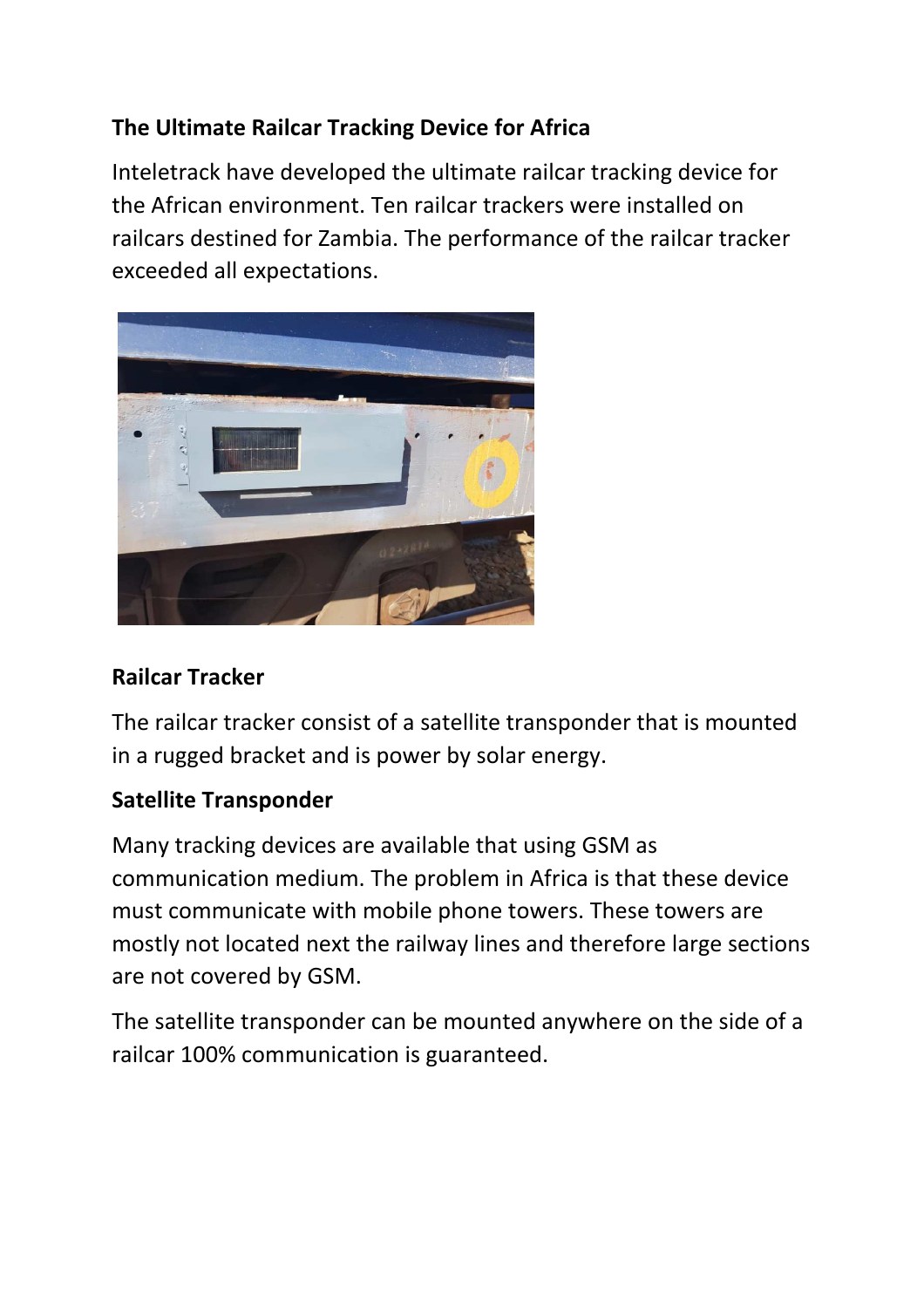**The Ultimate Railcar Tracking Device for Africa**

Inteletrack have developed the ultimate railcar tracking device for the African environment. Ten railcar trackers were installed on railcars destined for Zambia. The performance of the railcar tracker exceeded all expectations.

**Railcar Tracker**

The railcar tracker consist of a satellite transponder that is mounted in a rugged bracket and is power by solar energy.

**Satellite Transponder**

Many tracking devices are available that using GSM as communication medium. The problem in Africa is that these device must communicate with mobile phone towers. These towers are mostly not located next the railway lines and therefore large sections are not covered by GSM.

The satellite transponder can be mounted anywhere on the side of a railcar 100% communication is guaranteed.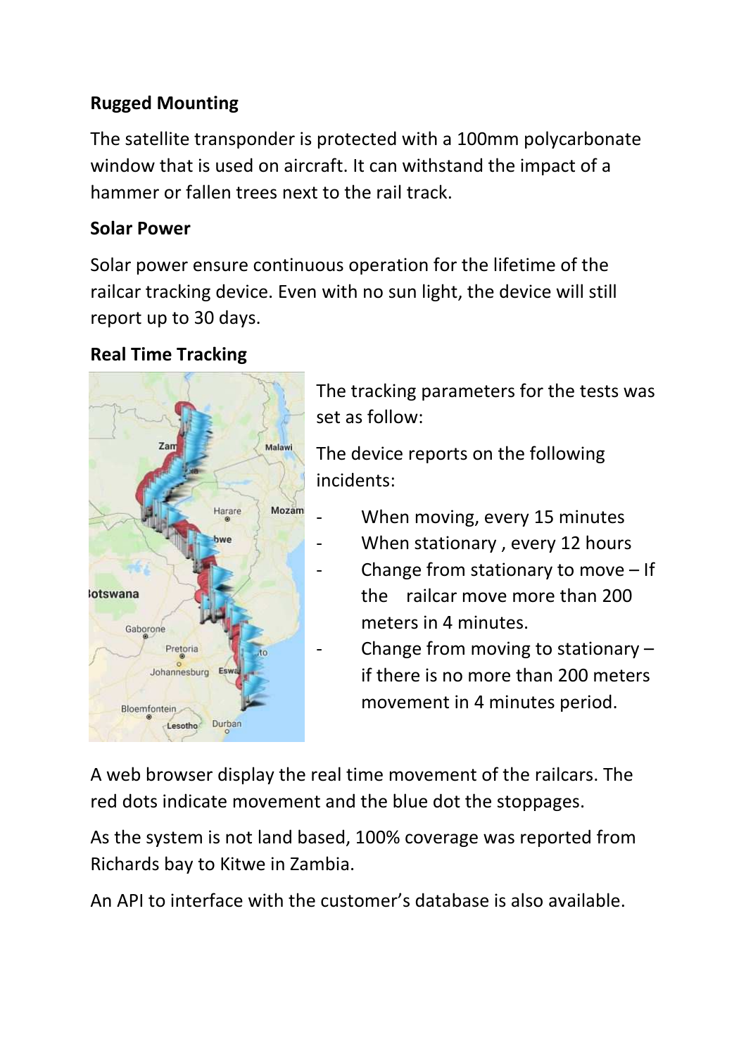### Rugged Mounting

The satellite transponder is protected with a 100mm polycarbonate window that is used on aircraft. It can withstand the impact of a hammer or fallen trees next to the rail track.

### Solar Power

Solar power ensure continuous operation for the lifetime of the railcar tracking device. Even with no sun light, the device will still report up to 30 days.

### Real Time Tracking

The tracking parameters for the tests was set as follow:

The device reports on the following incidents:

- When moving, every 15 minutes
- When stationary , every 12 hours
- Change from stationary to move – If the railcar move more than 200 meters in 4 minutes.
- Change from moving to stationary – if there is no more than 200 meters movement in 4 minutes period.

A web browser display the real time movement of the railcars. The red dots indicate movement and the blue dot the stoppages.

As the system is not land based, 100% coverage was reported from Richards bay to Kitwe in Zambia.

An API to interface with the customer's database is also available.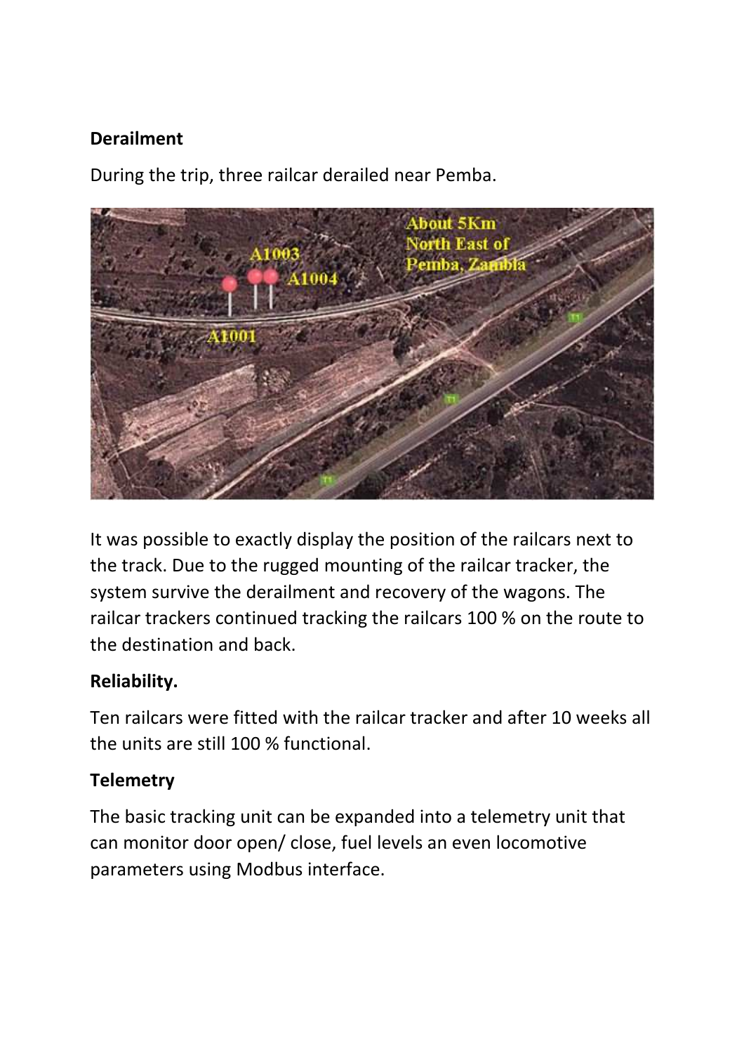**Derailment**

During the trip, three railcar derailed near Pemba.

It was possible to exactly display the position of the railcars next to the track. Due to the rugged mounting of the railcar tracker, the system survive the derailment and recovery of the wagons. The railcar trackers continued tracking the railcars 100 % on the route to the destination and back.

**Reliability.**

Ten railcars were fitted with the railcar tracker and after 10 weeks all the units are still 100 % functional.

**Telemetry**

The basic tracking unit can be expanded into a telemetry unit that can monitor door open/ close, fuel levels an even locomotive parameters using Modbus interface.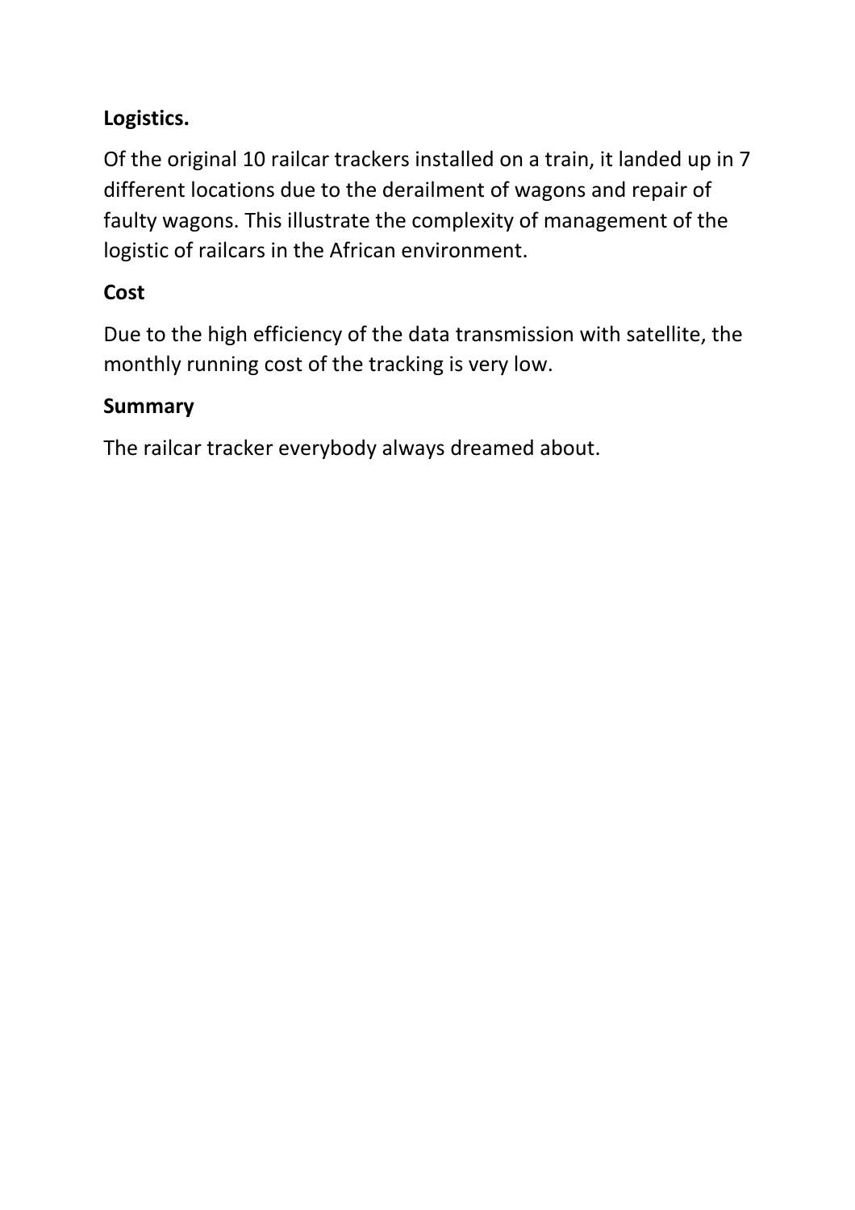**Logistics.**

Of the original 10 railcar trackers installed on a train, it landed up in 7 different locations due to the derailment of wagons and repair of faulty wagons. This illustrate the complexity of management of the logistic of railcars in the African environment.

**Cost**

Due to the high efficiency of the data transmission with satellite, the monthly running cost of the tracking is very low.

**Summary**

The railcar tracker everybody always dreamed about.